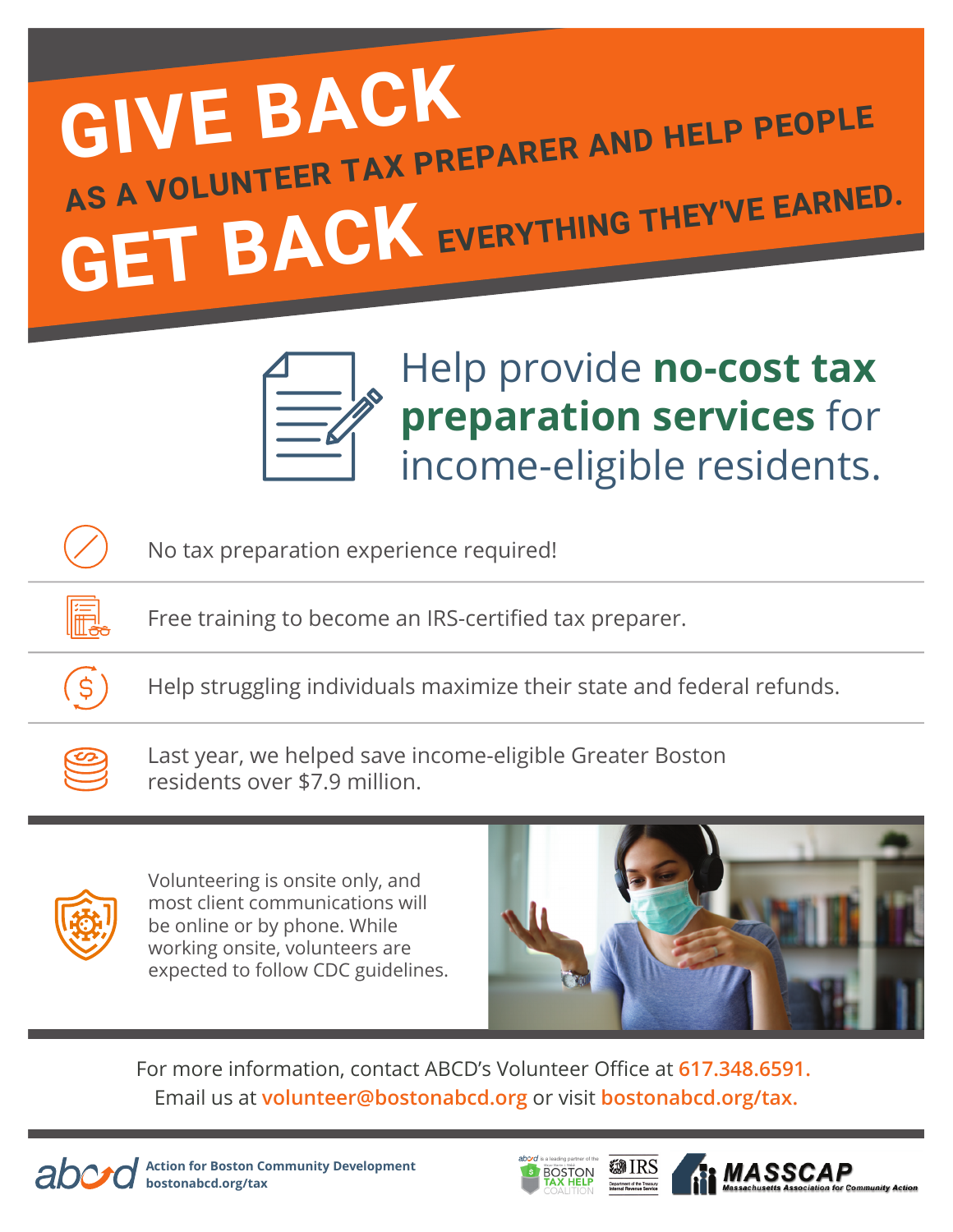# GIVE BACK

## AS A VOLUNTEER TAX PREPARER AND HELP PEOPLE

# GET BACK EVERYTHING THEY'VE EARNED.

Help provide **no-cost tax preparation services** for income-eligible residents.

- No tax preparation experience required!
- Free training to become an IRS-certified tax preparer.
- Help struggling individuals maximize their state and federal refunds.
- Last year, we helped save income-eligible Greater Boston residents over $7.9 million.

Volunteering is onsite only, and most client communications will be online or by phone. While working onsite, volunteers are expected to follow CDC guidelines.

For more information, contact ABCD's Volunteer Office at **617.348.6591.**
Email us at **volunteer@bostonabcd.org** or visit **bostonabcd.org/tax.**

**Action for Boston Community Development**
**bostonabcd.org/tax**

abcd is a leading partner of the Boston Tax Help Coalition | IRS Department of the Treasury Internal Revenue Service | MASSCAP Massachusetts Association for Community Action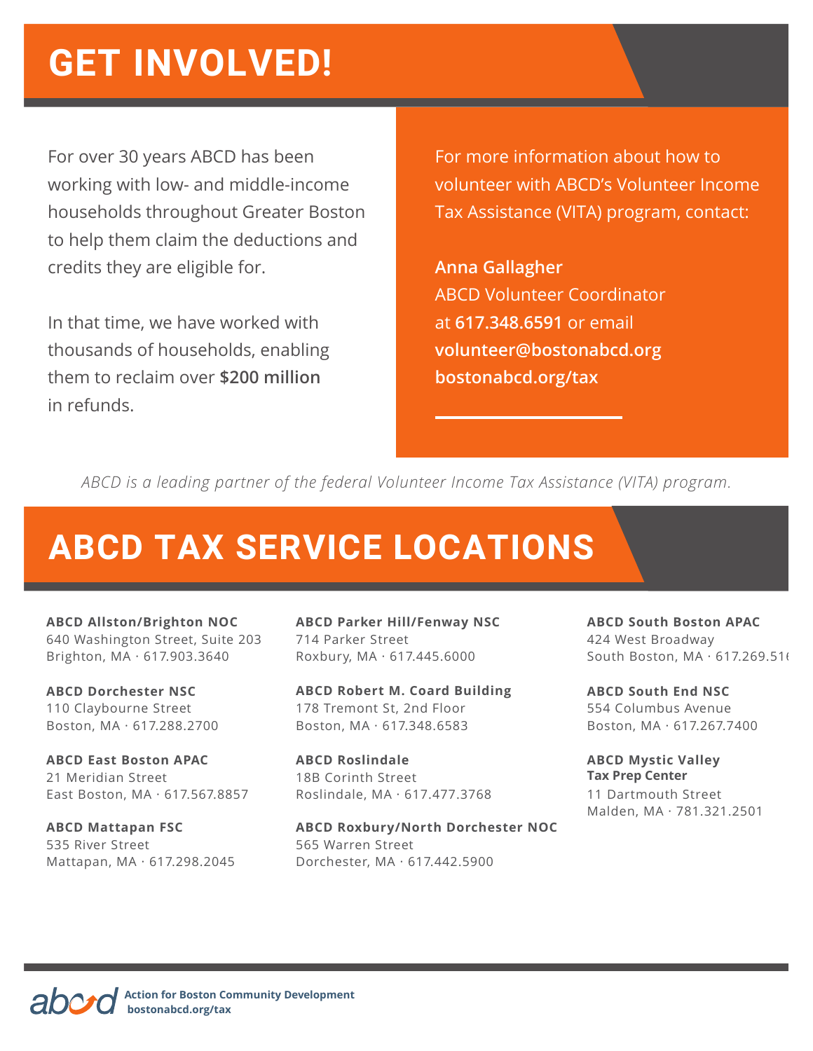# GET INVOLVED!

For over 30 years ABCD has been working with low- and middle-income households throughout Greater Boston to help them claim the deductions and credits they are eligible for.

In that time, we have worked with thousands of households, enabling them to reclaim over **$200 million** in refunds.

For more information about how to volunteer with ABCD's Volunteer Income Tax Assistance (VITA) program, contact:

**Anna Gallagher**
ABCD Volunteer Coordinator
at **617.348.6591** or email
**volunteer@bostonabcd.org**
**bostonabcd.org/tax**

*ABCD is a leading partner of the federal Volunteer Income Tax Assistance (VITA) program.*

# ABCD TAX SERVICE LOCATIONS

**ABCD Allston/Brighton NOC**
640 Washington Street, Suite 203
Brighton, MA · 617.903.3640

**ABCD Dorchester NSC**
110 Claybourne Street
Boston, MA · 617.288.2700

**ABCD East Boston APAC**
21 Meridian Street
East Boston, MA · 617.567.8857

**ABCD Mattapan FSC**
535 River Street
Mattapan, MA · 617.298.2045

**ABCD Parker Hill/Fenway NSC**
714 Parker Street
Roxbury, MA · 617.445.6000

**ABCD Robert M. Coard Building**
178 Tremont St, 2nd Floor
Boston, MA · 617.348.6583

**ABCD Roslindale**
18B Corinth Street
Roslindale, MA · 617.477.3768

**ABCD Roxbury/North Dorchester NOC**
565 Warren Street
Dorchester, MA · 617.442.5900

**ABCD South Boston APAC**
424 West Broadway
South Boston, MA · 617.269.516

**ABCD South End NSC**
554 Columbus Avenue
Boston, MA · 617.267.7400

**ABCD Mystic Valley Tax Prep Center**
11 Dartmouth Street
Malden, MA · 781.321.2501

**Action for Boston Community Development**
**bostonabcd.org/tax**